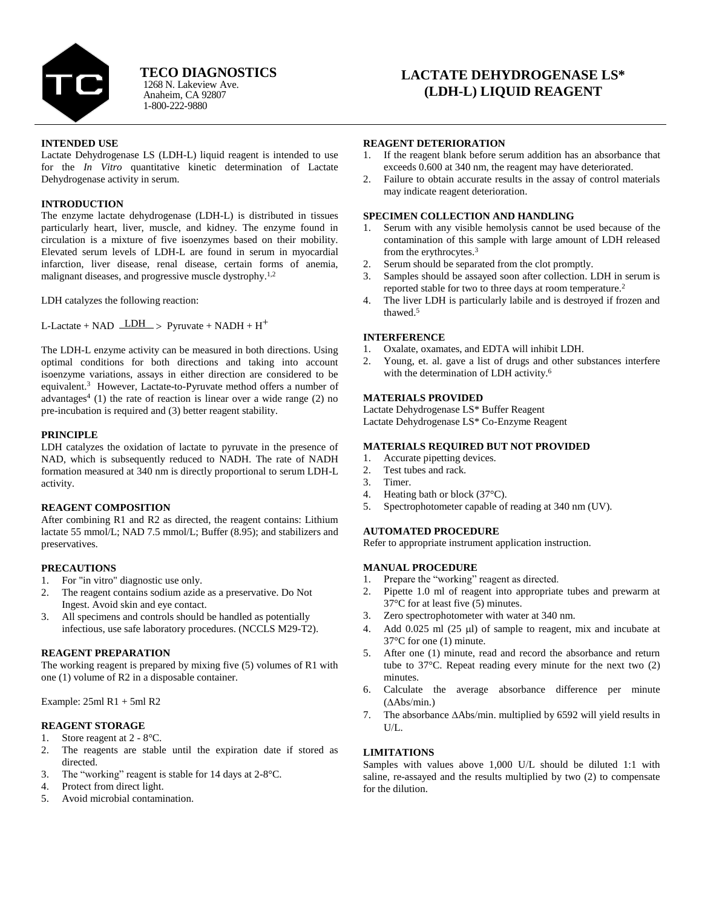**TECO DIAGNOSTICS**
1268 N. Lakeview Ave.
Anaheim, CA 92807
1-800-222-9880

# LACTATE DEHYDROGENASE LS* (LDH-L) LIQUID REAGENT

## INTENDED USE

Lactate Dehydrogenase LS (LDH-L) liquid reagent is intended to use for the *In Vitro* quantitative kinetic determination of Lactate Dehydrogenase activity in serum.

## INTRODUCTION

The enzyme lactate dehydrogenase (LDH-L) is distributed in tissues particularly heart, liver, muscle, and kidney. The enzyme found in circulation is a mixture of five isoenzymes based on their mobility. Elevated serum levels of LDH-L are found in serum in myocardial infarction, liver disease, renal disease, certain forms of anemia, malignant diseases, and progressive muscle dystrophy.[1,2]

LDH catalyzes the following reaction:

$$\text{L-Lactate} + \text{NAD} \xrightarrow{\text{LDH}} \text{Pyruvate} + \text{NADH} + H^{+}$$

The LDH-L enzyme activity can be measured in both directions. Using optimal conditions for both directions and taking into account isoenzyme variations, assays in either direction are considered to be equivalent.[3] However, Lactate-to-Pyruvate method offers a number of advantages[4] (1) the rate of reaction is linear over a wide range (2) no pre-incubation is required and (3) better reagent stability.

## PRINCIPLE

LDH catalyzes the oxidation of lactate to pyruvate in the presence of NAD, which is subsequently reduced to NADH. The rate of NADH formation measured at 340 nm is directly proportional to serum LDH-L activity.

## REAGENT COMPOSITION

After combining R1 and R2 as directed, the reagent contains: Lithium lactate 55 mmol/L; NAD 7.5 mmol/L; Buffer (8.95); and stabilizers and preservatives.

## PRECAUTIONS

1. For "in vitro" diagnostic use only.
2. The reagent contains sodium azide as a preservative. Do Not Ingest. Avoid skin and eye contact.
3. All specimens and controls should be handled as potentially infectious, use safe laboratory procedures. (NCCLS M29-T2).

## REAGENT PREPARATION

The working reagent is prepared by mixing five (5) volumes of R1 with one (1) volume of R2 in a disposable container.

Example: 25ml R1 + 5ml R2

## REAGENT STORAGE

1. Store reagent at 2 - 8°C.
2. The reagents are stable until the expiration date if stored as directed.
3. The "working" reagent is stable for 14 days at 2-8°C.
4. Protect from direct light.
5. Avoid microbial contamination.

## REAGENT DETERIORATION

1. If the reagent blank before serum addition has an absorbance that exceeds 0.600 at 340 nm, the reagent may have deteriorated.
2. Failure to obtain accurate results in the assay of control materials may indicate reagent deterioration.

## SPECIMEN COLLECTION AND HANDLING

1. Serum with any visible hemolysis cannot be used because of the contamination of this sample with large amount of LDH released from the erythrocytes.[3]
2. Serum should be separated from the clot promptly.
3. Samples should be assayed soon after collection. LDH in serum is reported stable for two to three days at room temperature.[2]
4. The liver LDH is particularly labile and is destroyed if frozen and thawed.[5]

## INTERFERENCE

1. Oxalate, oxamates, and EDTA will inhibit LDH.
2. Young, et. al. gave a list of drugs and other substances interfere with the determination of LDH activity.[6]

## MATERIALS PROVIDED

Lactate Dehydrogenase LS* Buffer Reagent
Lactate Dehydrogenase LS* Co-Enzyme Reagent

## MATERIALS REQUIRED BUT NOT PROVIDED

1. Accurate pipetting devices.
2. Test tubes and rack.
3. Timer.
4. Heating bath or block (37°C).
5. Spectrophotometer capable of reading at 340 nm (UV).

## AUTOMATED PROCEDURE

Refer to appropriate instrument application instruction.

## MANUAL PROCEDURE

1. Prepare the "working" reagent as directed.
2. Pipette 1.0 ml of reagent into appropriate tubes and prewarm at 37°C for at least five (5) minutes.
3. Zero spectrophotometer with water at 340 nm.
4. Add 0.025 ml (25 μl) of sample to reagent, mix and incubate at 37°C for one (1) minute.
5. After one (1) minute, read and record the absorbance and return tube to 37°C. Repeat reading every minute for the next two (2) minutes.
6. Calculate the average absorbance difference per minute ($\Delta$Abs/min.)
7. The absorbance $\Delta$Abs/min. multiplied by 6592 will yield results in U/L.

## LIMITATIONS

Samples with values above 1,000 U/L should be diluted 1:1 with saline, re-assayed and the results multiplied by two (2) to compensate for the dilution.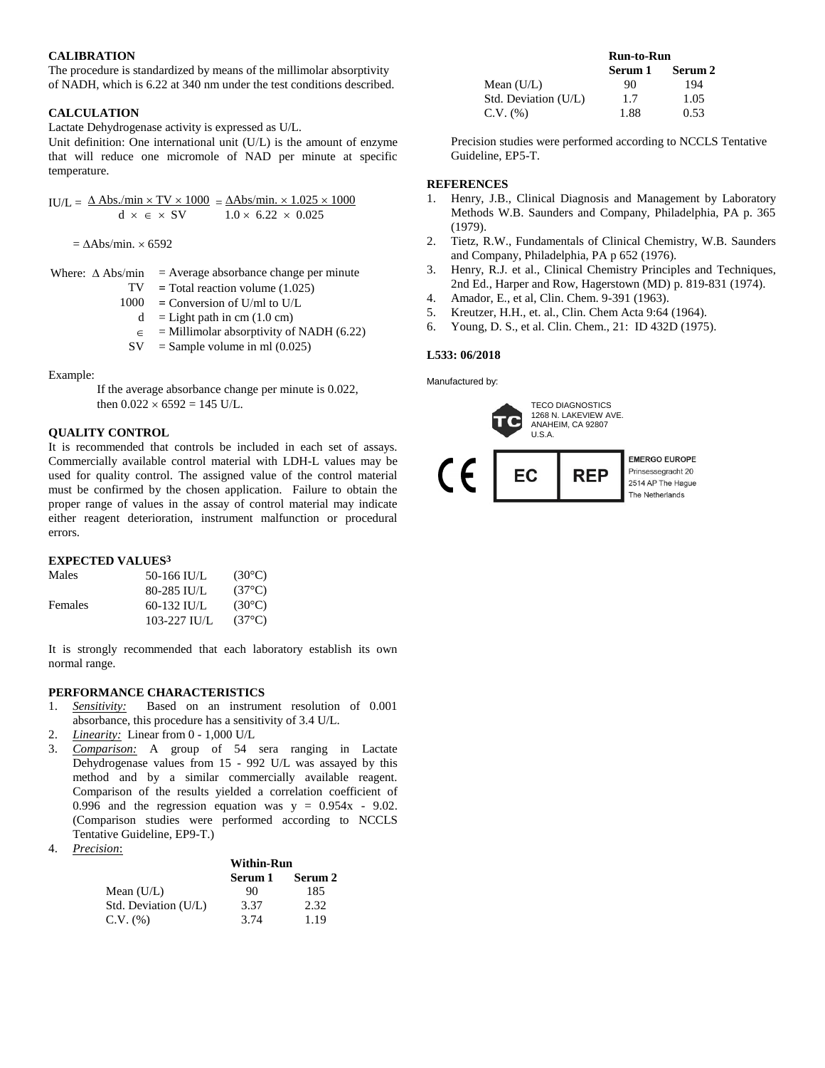## CALIBRATION

The procedure is standardized by means of the millimolar absorptivity of NADH, which is 6.22 at 340 nm under the test conditions described.

## CALCULATION

Lactate Dehydrogenase activity is expressed as U/L.

Unit definition: One international unit (U/L) is the amount of enzyme that will reduce one micromole of NAD per minute at specific temperature.

$$IU/L = \frac{\Delta \text{ Abs./min} \times TV \times 1000}{d \times \in \times SV} = \frac{\Delta\text{Abs/min.} \times 1.025 \times 1000}{1.0 \times 6.22 \times 0.025}$$

$$= \Delta\text{Abs/min.} \times 6592$$

Where:
- $\Delta$ Abs/min = Average absorbance change per minute
- TV = Total reaction volume (1.025)
- 1000 = Conversion of U/ml to U/L
- d = Light path in cm (1.0 cm)
- $\in$ = Millimolar absorptivity of NADH (6.22)
- SV = Sample volume in ml (0.025)

Example:

If the average absorbance change per minute is 0.022, then $0.022 \times 6592 = 145$ U/L.

## QUALITY CONTROL

It is recommended that controls be included in each set of assays. Commercially available control material with LDH-L values may be used for quality control. The assigned value of the control material must be confirmed by the chosen application. Failure to obtain the proper range of values in the assay of control material may indicate either reagent deterioration, instrument malfunction or procedural errors.

## EXPECTED VALUES[3]

| | | |
|---|---|---|
| Males | 50-166 IU/L | (30°C) |
| | 80-285 IU/L | (37°C) |
| Females | 60-132 IU/L | (30°C) |
| | 103-227 IU/L | (37°C) |

It is strongly recommended that each laboratory establish its own normal range.

## PERFORMANCE CHARACTERISTICS

1. *Sensitivity:* Based on an instrument resolution of 0.001 absorbance, this procedure has a sensitivity of 3.4 U/L.
2. *Linearity:* Linear from 0 - 1,000 U/L
3. *Comparison:* A group of 54 sera ranging in Lactate Dehydrogenase values from 15 - 992 U/L was assayed by this method and by a similar commercially available reagent. Comparison of the results yielded a correlation coefficient of 0.996 and the regression equation was y = 0.954x - 9.02. (Comparison studies were performed according to NCCLS Tentative Guideline, EP9-T.)
4. *Precision*:

| | Within-Run | |
|---|---|---|
| | **Serum 1** | **Serum 2** |
| Mean (U/L) | 90 | 185 |
| Std. Deviation (U/L) | 3.37 | 2.32 |
| C.V. (%) | 3.74 | 1.19 |

| | Run-to-Run | |
|---|---|---|
| | **Serum 1** | **Serum 2** |
| Mean (U/L) | 90 | 194 |
| Std. Deviation (U/L) | 1.7 | 1.05 |
| C.V. (%) | 1.88 | 0.53 |

Precision studies were performed according to NCCLS Tentative Guideline, EP5-T.

## REFERENCES

1. Henry, J.B., Clinical Diagnosis and Management by Laboratory Methods W.B. Saunders and Company, Philadelphia, PA p. 365 (1979).
2. Tietz, R.W., Fundamentals of Clinical Chemistry, W.B. Saunders and Company, Philadelphia, PA p 652 (1976).
3. Henry, R.J. et al., Clinical Chemistry Principles and Techniques, 2nd Ed., Harper and Row, Hagerstown (MD) p. 819-831 (1974).
4. Amador, E., et al, Clin. Chem. 9-391 (1963).
5. Kreutzer, H.H., et. al., Clin. Chem Acta 9:64 (1964).
6. Young, D. S., et al. Clin. Chem., 21: ID 432D (1975).

**L533: 06/2018**

Manufactured by:

TECO DIAGNOSTICS
1268 N. LAKEVIEW AVE.
ANAHEIM, CA 92807
U.S.A.

EC REP

EMERGO EUROPE
Prinsessegracht 20
2514 AP The Hague
The Netherlands